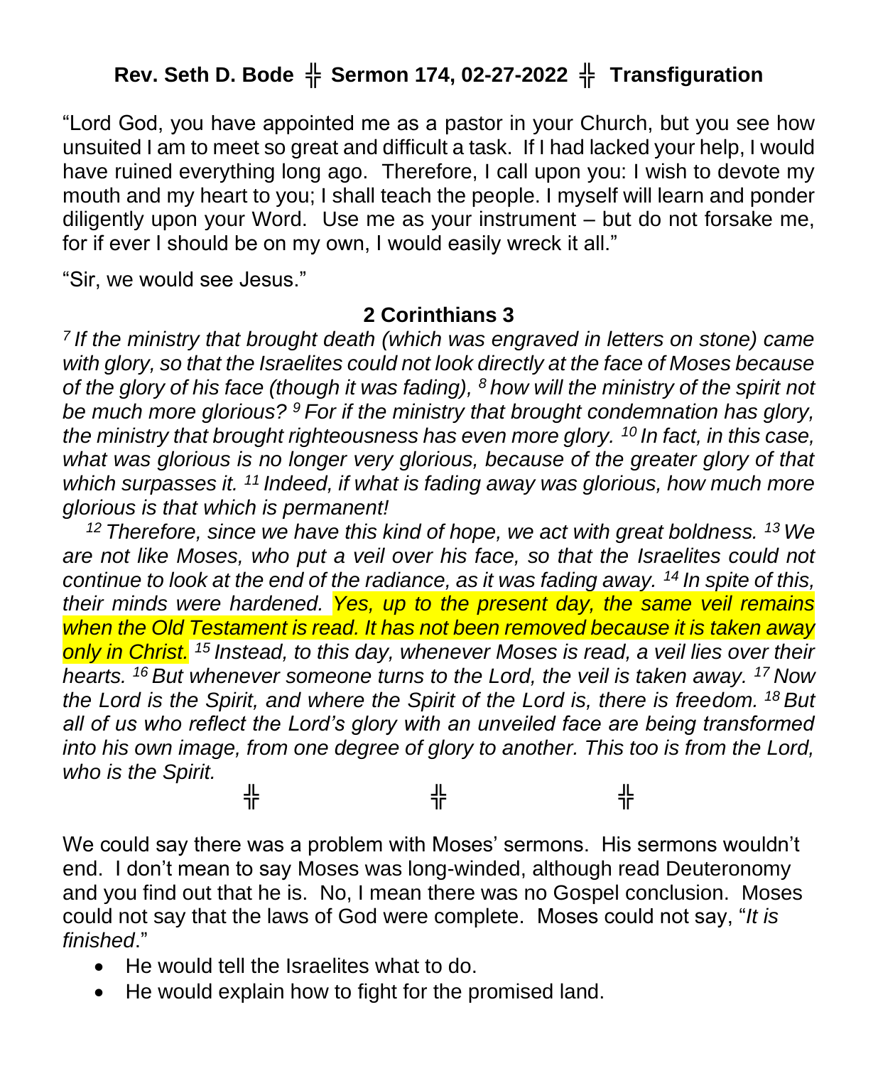**Rev. Seth D. Bode ╬ Sermon 174, 02-27-2022 ╬ Transfiguration**

"Lord God, you have appointed me as a pastor in your Church, but you see how unsuited I am to meet so great and difficult a task. If I had lacked your help, I would have ruined everything long ago. Therefore, I call upon you: I wish to devote my mouth and my heart to you; I shall teach the people. I myself will learn and ponder diligently upon your Word. Use me as your instrument – but do not forsake me, for if ever I should be on my own, I would easily wreck it all."

"Sir, we would see Jesus."

## 2 Corinthians 3

*[7] If the ministry that brought death (which was engraved in letters on stone) came with glory, so that the Israelites could not look directly at the face of Moses because of the glory of his face (though it was fading), [8] how will the ministry of the spirit not be much more glorious? [9] For if the ministry that brought condemnation has glory, the ministry that brought righteousness has even more glory. [10] In fact, in this case, what was glorious is no longer very glorious, because of the greater glory of that which surpasses it. [11] Indeed, if what is fading away was glorious, how much more glorious is that which is permanent!*

*[12] Therefore, since we have this kind of hope, we act with great boldness. [13] We are not like Moses, who put a veil over his face, so that the Israelites could not continue to look at the end of the radiance, as it was fading away. [14] In spite of this, their minds were hardened. Yes, up to the present day, the same veil remains when the Old Testament is read. It has not been removed because it is taken away only in Christ. [15] Instead, to this day, whenever Moses is read, a veil lies over their hearts. [16] But whenever someone turns to the Lord, the veil is taken away. [17] Now the Lord is the Spirit, and where the Spirit of the Lord is, there is freedom. [18] But all of us who reflect the Lord's glory with an unveiled face are being transformed into his own image, from one degree of glory to another. This too is from the Lord, who is the Spirit.*

╬ ╬ ╬

We could say there was a problem with Moses' sermons. His sermons wouldn't end. I don't mean to say Moses was long-winded, although read Deuteronomy and you find out that he is. No, I mean there was no Gospel conclusion. Moses could not say that the laws of God were complete. Moses could not say, "*It is finished*."

- He would tell the Israelites what to do.
- He would explain how to fight for the promised land.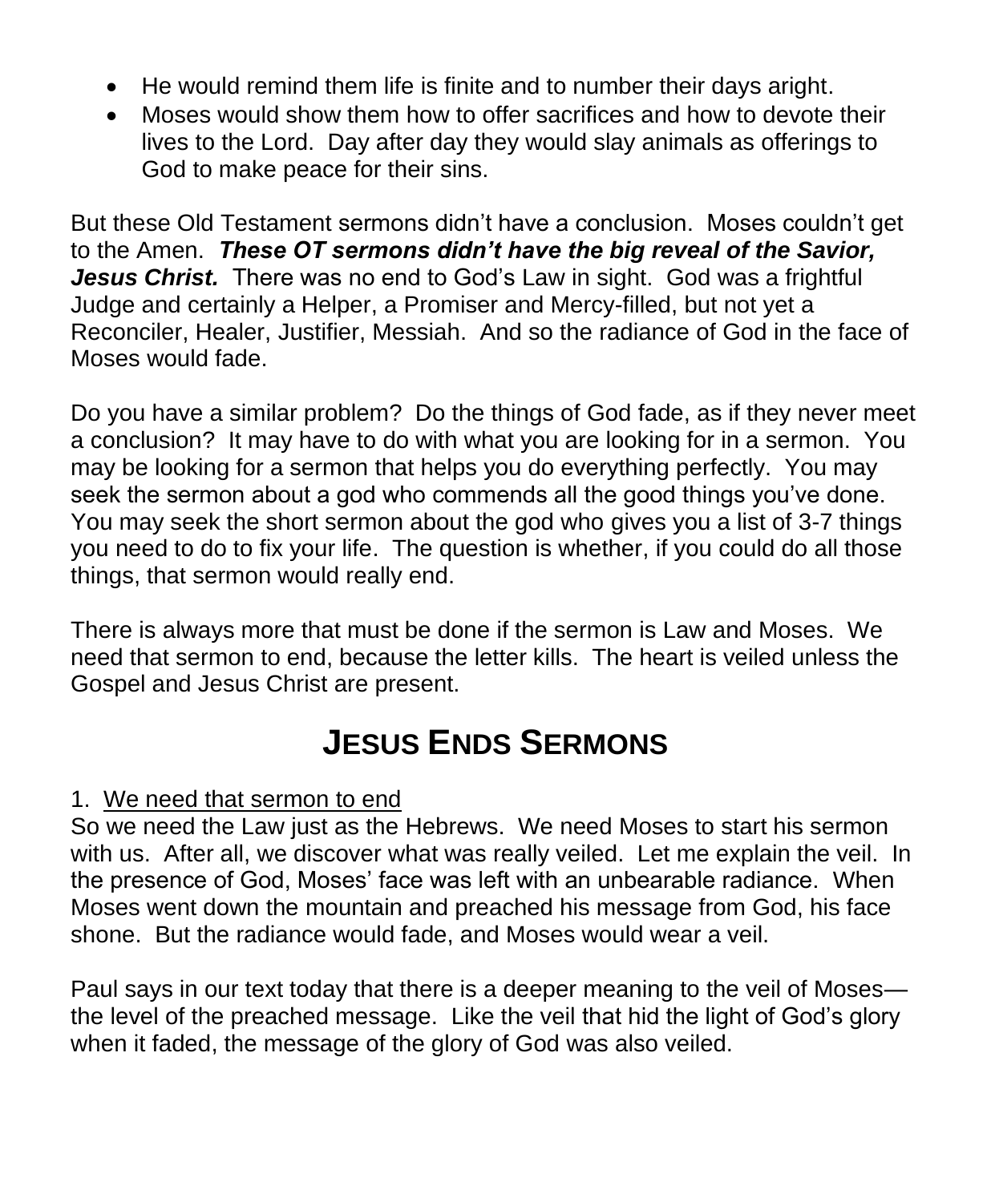- He would remind them life is finite and to number their days aright.
- Moses would show them how to offer sacrifices and how to devote their lives to the Lord. Day after day they would slay animals as offerings to God to make peace for their sins.

But these Old Testament sermons didn't have a conclusion. Moses couldn't get to the Amen. ***These OT sermons didn't have the big reveal of the Savior, Jesus Christ.*** There was no end to God's Law in sight. God was a frightful Judge and certainly a Helper, a Promiser and Mercy-filled, but not yet a Reconciler, Healer, Justifier, Messiah. And so the radiance of God in the face of Moses would fade.

Do you have a similar problem? Do the things of God fade, as if they never meet a conclusion? It may have to do with what you are looking for in a sermon. You may be looking for a sermon that helps you do everything perfectly. You may seek the sermon about a god who commends all the good things you've done. You may seek the short sermon about the god who gives you a list of 3-7 things you need to do to fix your life. The question is whether, if you could do all those things, that sermon would really end.

There is always more that must be done if the sermon is Law and Moses. We need that sermon to end, because the letter kills. The heart is veiled unless the Gospel and Jesus Christ are present.

# JESUS ENDS SERMONS

1. <u>We need that sermon to end</u>

So we need the Law just as the Hebrews. We need Moses to start his sermon with us. After all, we discover what was really veiled. Let me explain the veil. In the presence of God, Moses' face was left with an unbearable radiance. When Moses went down the mountain and preached his message from God, his face shone. But the radiance would fade, and Moses would wear a veil.

Paul says in our text today that there is a deeper meaning to the veil of Moses—the level of the preached message. Like the veil that hid the light of God's glory when it faded, the message of the glory of God was also veiled.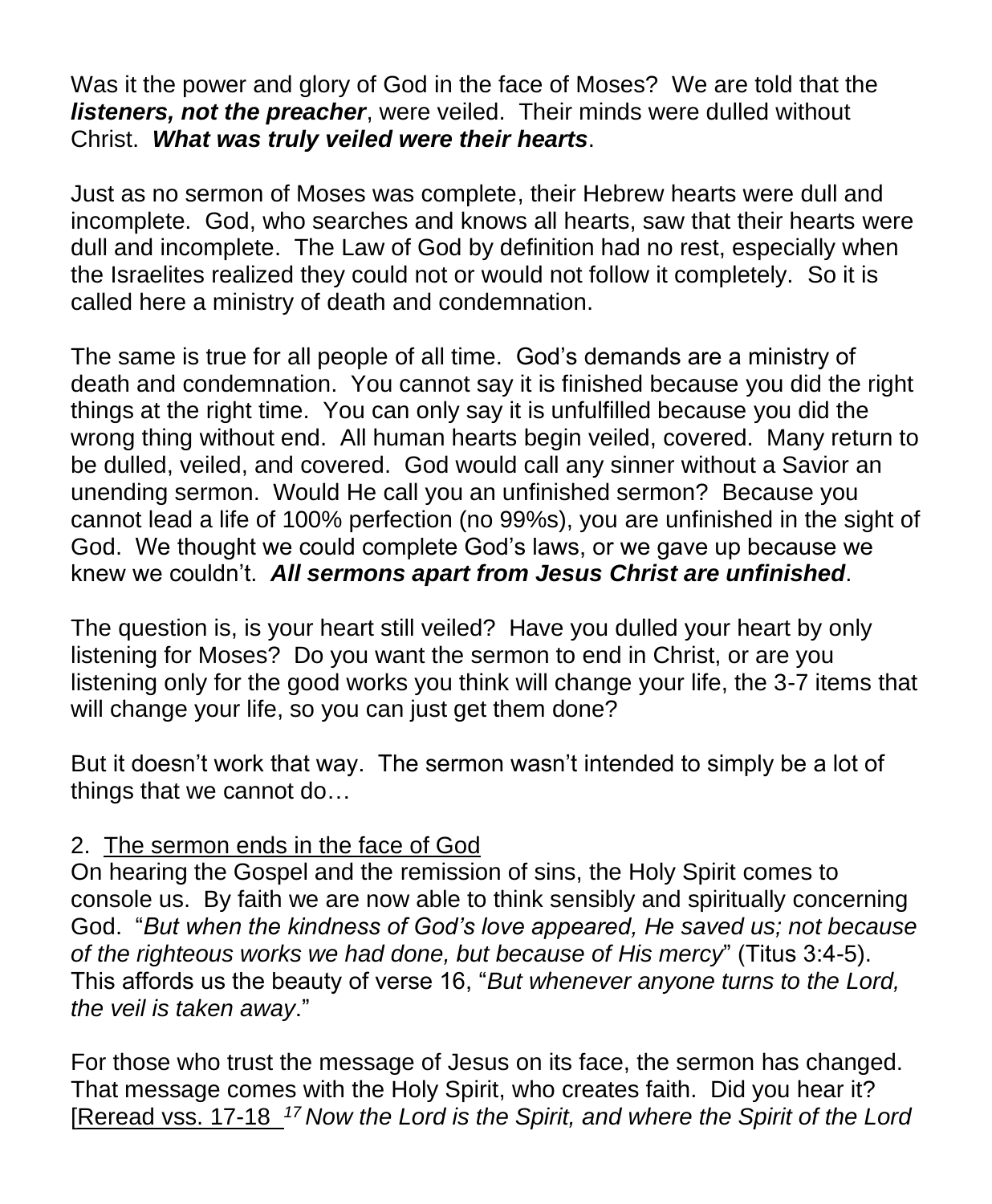Was it the power and glory of God in the face of Moses? We are told that the ***listeners, not the preacher***, were veiled. Their minds were dulled without Christ. ***What was truly veiled were their hearts***.

Just as no sermon of Moses was complete, their Hebrew hearts were dull and incomplete. God, who searches and knows all hearts, saw that their hearts were dull and incomplete. The Law of God by definition had no rest, especially when the Israelites realized they could not or would not follow it completely. So it is called here a ministry of death and condemnation.

The same is true for all people of all time. God's demands are a ministry of death and condemnation. You cannot say it is finished because you did the right things at the right time. You can only say it is unfulfilled because you did the wrong thing without end. All human hearts begin veiled, covered. Many return to be dulled, veiled, and covered. God would call any sinner without a Savior an unending sermon. Would He call you an unfinished sermon? Because you cannot lead a life of 100% perfection (no 99%s), you are unfinished in the sight of God. We thought we could complete God's laws, or we gave up because we knew we couldn't. ***All sermons apart from Jesus Christ are unfinished***.

The question is, is your heart still veiled? Have you dulled your heart by only listening for Moses? Do you want the sermon to end in Christ, or are you listening only for the good works you think will change your life, the 3-7 items that will change your life, so you can just get them done?

But it doesn't work that way. The sermon wasn't intended to simply be a lot of things that we cannot do…

2. <u>The sermon ends in the face of God</u>

On hearing the Gospel and the remission of sins, the Holy Spirit comes to console us. By faith we are now able to think sensibly and spiritually concerning God. "*But when the kindness of God's love appeared, He saved us; not because of the righteous works we had done, but because of His mercy*" (Titus 3:4-5). This affords us the beauty of verse 16, "*But whenever anyone turns to the Lord, the veil is taken away*."

For those who trust the message of Jesus on its face, the sermon has changed. That message comes with the Holy Spirit, who creates faith. Did you hear it? [<u>Reread vss. 17-18</u> [17] *Now the Lord is the Spirit, and where the Spirit of the Lord*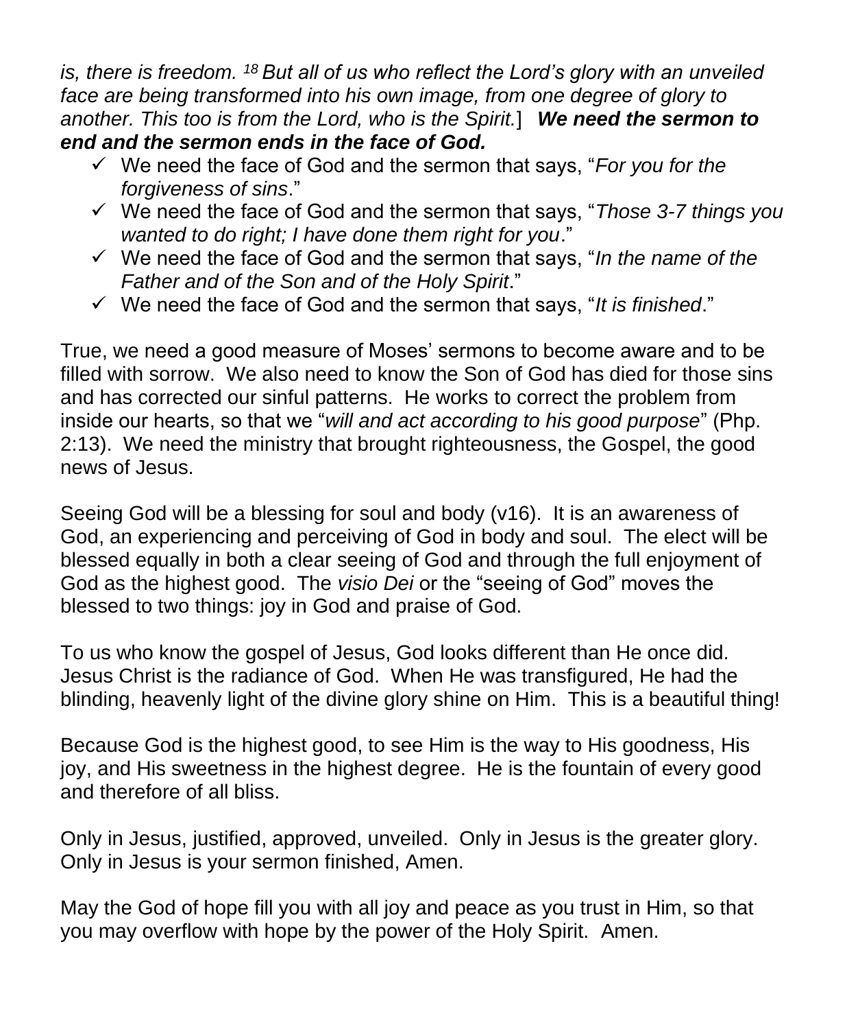*is, there is freedom. [18] But all of us who reflect the Lord's glory with an unveiled face are being transformed into his own image, from one degree of glory to another. This too is from the Lord, who is the Spirit.*] ***We need the sermon to end and the sermon ends in the face of God.***

- ✓ We need the face of God and the sermon that says, "*For you for the forgiveness of sins*."
- ✓ We need the face of God and the sermon that says, "*Those 3-7 things you wanted to do right; I have done them right for you*."
- ✓ We need the face of God and the sermon that says, "*In the name of the Father and of the Son and of the Holy Spirit*."
- ✓ We need the face of God and the sermon that says, "*It is finished*."

True, we need a good measure of Moses' sermons to become aware and to be filled with sorrow. We also need to know the Son of God has died for those sins and has corrected our sinful patterns. He works to correct the problem from inside our hearts, so that we "*will and act according to his good purpose*" (Php. 2:13). We need the ministry that brought righteousness, the Gospel, the good news of Jesus.

Seeing God will be a blessing for soul and body (v16). It is an awareness of God, an experiencing and perceiving of God in body and soul. The elect will be blessed equally in both a clear seeing of God and through the full enjoyment of God as the highest good. The *visio Dei* or the "seeing of God" moves the blessed to two things: joy in God and praise of God.

To us who know the gospel of Jesus, God looks different than He once did. Jesus Christ is the radiance of God. When He was transfigured, He had the blinding, heavenly light of the divine glory shine on Him. This is a beautiful thing!

Because God is the highest good, to see Him is the way to His goodness, His joy, and His sweetness in the highest degree. He is the fountain of every good and therefore of all bliss.

Only in Jesus, justified, approved, unveiled. Only in Jesus is the greater glory. Only in Jesus is your sermon finished, Amen.

May the God of hope fill you with all joy and peace as you trust in Him, so that you may overflow with hope by the power of the Holy Spirit. Amen.